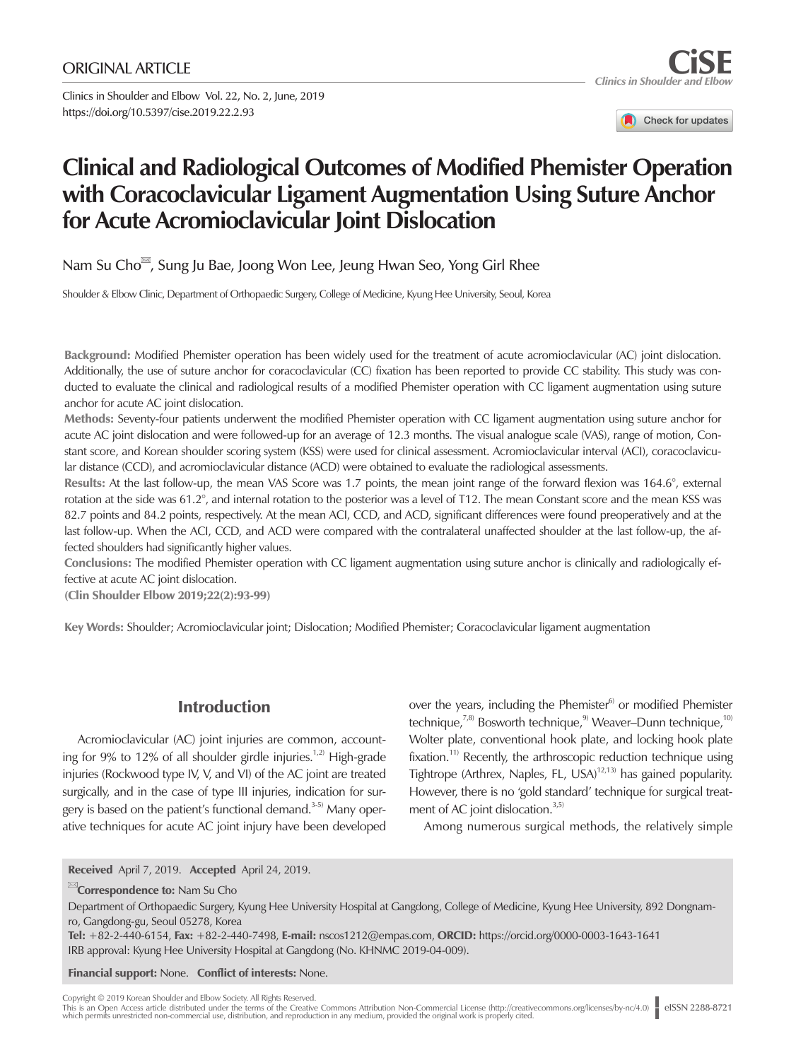ORIGINAL ARTICLE

https://doi.org/10.5397/cise.2019.22.2.93

# Clinical and Radiological Outcomes of Modified Phemister Operation with Coracoclavicular Ligament Augmentation Using Suture Anchor for Acute Acromioclavicular Joint Dislocation

Nam Su Cho, Sung Ju Bae, Joong Won Lee, Jeung Hwan Seo, Yong Girl Rhee

Shoulder & Elbow Clinic, Department of Orthopaedic Surgery, College of Medicine, Kyung Hee University, Seoul, Korea

**Background:** Modified Phemister operation has been widely used for the treatment of acute acromioclavicular (AC) joint dislocation. Additionally, the use of suture anchor for coracoclavicular (CC) fixation has been reported to provide CC stability. This study was conducted to evaluate the clinical and radiological results of a modified Phemister operation with CC ligament augmentation using suture anchor for acute AC joint dislocation.

**Methods:** Seventy-four patients underwent the modified Phemister operation with CC ligament augmentation using suture anchor for acute AC joint dislocation and were followed-up for an average of 12.3 months. The visual analogue scale (VAS), range of motion, Constant score, and Korean shoulder scoring system (KSS) were used for clinical assessment. Acromioclavicular interval (ACI), coracoclavicular distance (CCD), and acromioclavicular distance (ACD) were obtained to evaluate the radiological assessments.

**Results:** At the last follow-up, the mean VAS Score was 1.7 points, the mean joint range of the forward flexion was 164.6°, external rotation at the side was 61.2°, and internal rotation to the posterior was a level of T12. The mean Constant score and the mean KSS was 82.7 points and 84.2 points, respectively. At the mean ACI, CCD, and ACD, significant differences were found preoperatively and at the last follow-up. When the ACI, CCD, and ACD were compared with the contralateral unaffected shoulder at the last follow-up, the affected shoulders had significantly higher values.

**Conclusions:** The modified Phemister operation with CC ligament augmentation using suture anchor is clinically and radiologically effective at acute AC joint dislocation.

**(Clin Shoulder Elbow 2019;22(2):93-99)**

**Key Words:** Shoulder; Acromioclavicular joint; Dislocation; Modified Phemister; Coracoclavicular ligament augmentation

## Introduction

Acromioclavicular (AC) joint injuries are common, accounting for 9% to 12% of all shoulder girdle injuries.[1,2] High-grade injuries (Rockwood type IV, V, and VI) of the AC joint are treated surgically, and in the case of type III injuries, indication for surgery is based on the patient's functional demand.[3-5] Many operative techniques for acute AC joint injury have been developed over the years, including the Phemister[6] or modified Phemister technique,[7,8] Bosworth technique,[9] Weaver–Dunn technique,[10] Wolter plate, conventional hook plate, and locking hook plate fixation.[11] Recently, the arthroscopic reduction technique using Tightrope (Arthrex, Naples, FL, USA)[12,13] has gained popularity. However, there is no 'gold standard' technique for surgical treatment of AC joint dislocation.[3,5]

Among numerous surgical methods, the relatively simple

**Received** April 7, 2019. **Accepted** April 24, 2019.

**Correspondence to:** Nam Su Cho

Department of Orthopaedic Surgery, Kyung Hee University Hospital at Gangdong, College of Medicine, Kyung Hee University, 892 Dongnam-ro, Gangdong-gu, Seoul 05278, Korea

**Tel:** +82-2-440-6154, **Fax:** +82-2-440-7498, **E-mail:** nscos1212@empas.com, **ORCID:** https://orcid.org/0000-0003-1643-1641

IRB approval: Kyung Hee University Hospital at Gangdong (No. KHNMC 2019-04-009).

**Financial support:** None. **Conflict of interests:** None.

Copyright © 2019 Korean Shoulder and Elbow Society. All Rights Reserved.

This is an Open Access article distributed under the terms of the Creative Commons Attribution Non-Commercial License (http://creativecommons.org/licenses/by-nc/4.0) which permits unrestricted non-commercial use, distribution, and reproduction in any medium, provided the original work is properly cited.

eISSN 2288-8721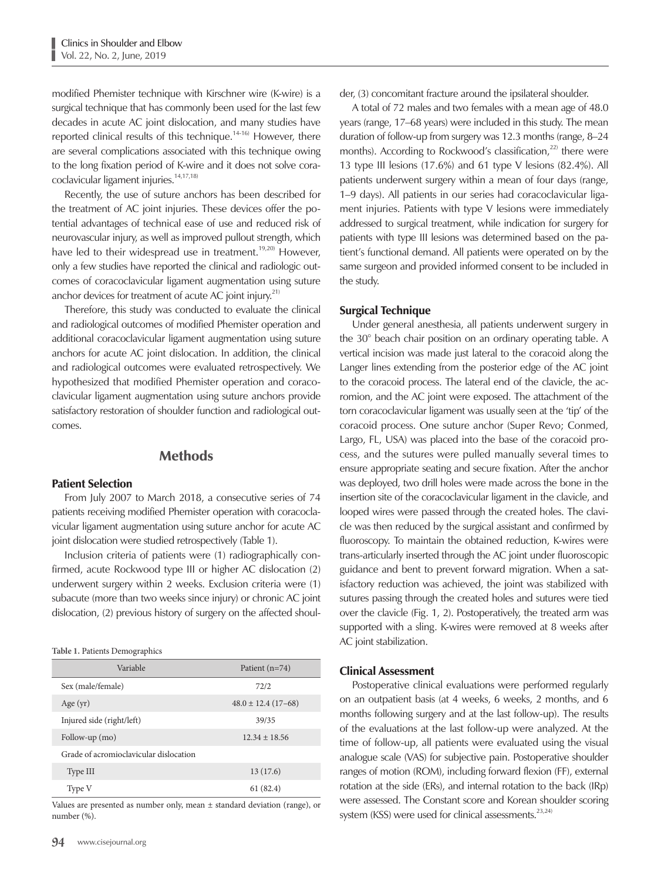modified Phemister technique with Kirschner wire (K-wire) is a surgical technique that has commonly been used for the last few decades in acute AC joint dislocation, and many studies have reported clinical results of this technique.[14-16] However, there are several complications associated with this technique owing to the long fixation period of K-wire and it does not solve coracoclavicular ligament injuries.[14,17,18]

Recently, the use of suture anchors has been described for the treatment of AC joint injuries. These devices offer the potential advantages of technical ease of use and reduced risk of neurovascular injury, as well as improved pullout strength, which have led to their widespread use in treatment.[19,20] However, only a few studies have reported the clinical and radiologic outcomes of coracoclavicular ligament augmentation using suture anchor devices for treatment of acute AC joint injury.[21]

Therefore, this study was conducted to evaluate the clinical and radiological outcomes of modified Phemister operation and additional coracoclavicular ligament augmentation using suture anchors for acute AC joint dislocation. In addition, the clinical and radiological outcomes were evaluated retrospectively. We hypothesized that modified Phemister operation and coracoclavicular ligament augmentation using suture anchors provide satisfactory restoration of shoulder function and radiological outcomes.

## Methods

### Patient Selection

From July 2007 to March 2018, a consecutive series of 74 patients receiving modified Phemister operation with coracoclavicular ligament augmentation using suture anchor for acute AC joint dislocation were studied retrospectively (Table 1).

Inclusion criteria of patients were (1) radiographically confirmed, acute Rockwood type III or higher AC dislocation (2) underwent surgery within 2 weeks. Exclusion criteria were (1) subacute (more than two weeks since injury) or chronic AC joint dislocation, (2) previous history of surgery on the affected shoulder, (3) concomitant fracture around the ipsilateral shoulder.

**Table 1.** Patients Demographics

| Variable | Patient (n=74) |
|---|---|
| Sex (male/female) | 72/2 |
| Age (yr) | 48.0 ± 12.4 (17–68) |
| Injured side (right/left) | 39/35 |
| Follow-up (mo) | 12.34 ± 18.56 |
| Grade of acromioclavicular dislocation | |
| Type III | 13 (17.6) |
| Type V | 61 (82.4) |

Values are presented as number only, mean ± standard deviation (range), or number (%).

A total of 72 males and two females with a mean age of 48.0 years (range, 17–68 years) were included in this study. The mean duration of follow-up from surgery was 12.3 months (range, 8–24 months). According to Rockwood's classification,[22] there were 13 type III lesions (17.6%) and 61 type V lesions (82.4%). All patients underwent surgery within a mean of four days (range, 1–9 days). All patients in our series had coracoclavicular ligament injuries. Patients with type V lesions were immediately addressed to surgical treatment, while indication for surgery for patients with type III lesions was determined based on the patient's functional demand. All patients were operated on by the same surgeon and provided informed consent to be included in the study.

### Surgical Technique

Under general anesthesia, all patients underwent surgery in the 30° beach chair position on an ordinary operating table. A vertical incision was made just lateral to the coracoid along the Langer lines extending from the posterior edge of the AC joint to the coracoid process. The lateral end of the clavicle, the acromion, and the AC joint were exposed. The attachment of the torn coracoclavicular ligament was usually seen at the 'tip' of the coracoid process. One suture anchor (Super Revo; Conmed, Largo, FL, USA) was placed into the base of the coracoid process, and the sutures were pulled manually several times to ensure appropriate seating and secure fixation. After the anchor was deployed, two drill holes were made across the bone in the insertion site of the coracoclavicular ligament in the clavicle, and looped wires were passed through the created holes. The clavicle was then reduced by the surgical assistant and confirmed by fluoroscopy. To maintain the obtained reduction, K-wires were trans-articularly inserted through the AC joint under fluoroscopic guidance and bent to prevent forward migration. When a satisfactory reduction was achieved, the joint was stabilized with sutures passing through the created holes and sutures were tied over the clavicle (Fig. 1, 2). Postoperatively, the treated arm was supported with a sling. K-wires were removed at 8 weeks after AC joint stabilization.

### Clinical Assessment

Postoperative clinical evaluations were performed regularly on an outpatient basis (at 4 weeks, 6 weeks, 2 months, and 6 months following surgery and at the last follow-up). The results of the evaluations at the last follow-up were analyzed. At the time of follow-up, all patients were evaluated using the visual analogue scale (VAS) for subjective pain. Postoperative shoulder ranges of motion (ROM), including forward flexion (FF), external rotation at the side (ERs), and internal rotation to the back (IRp) were assessed. The Constant score and Korean shoulder scoring system (KSS) were used for clinical assessments.[23,24]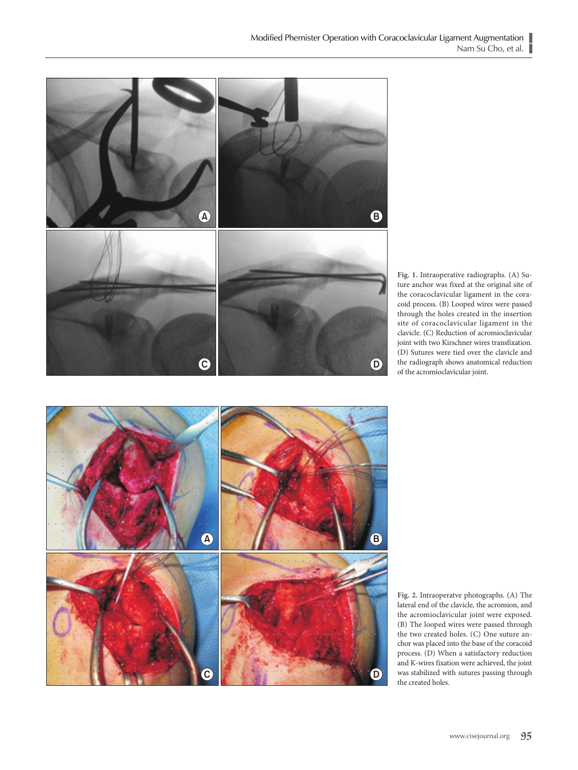**Fig. 1.** Intraoperative radiographs. (A) Suture anchor was fixed at the original site of the coracoclavicular ligament in the coracoid process. (B) Looped wires were passed through the holes created in the insertion site of coracoclavicular ligament in the clavicle. (C) Reduction of acromioclavicular joint with two Kirschner wires transfixation. (D) Sutures were tied over the clavicle and the radiograph shows anatomical reduction of the acromioclavicular joint.

**Fig. 2.** Intraoperatve photographs. (A) The lateral end of the clavicle, the acromion, and the acromioclavicular joint were exposed. (B) The looped wires were passed through the two created holes. (C) One suture anchor was placed into the base of the coracoid process. (D) When a satisfactory reduction and K-wires fixation were achieved, the joint was stabilized with sutures passing through the created holes.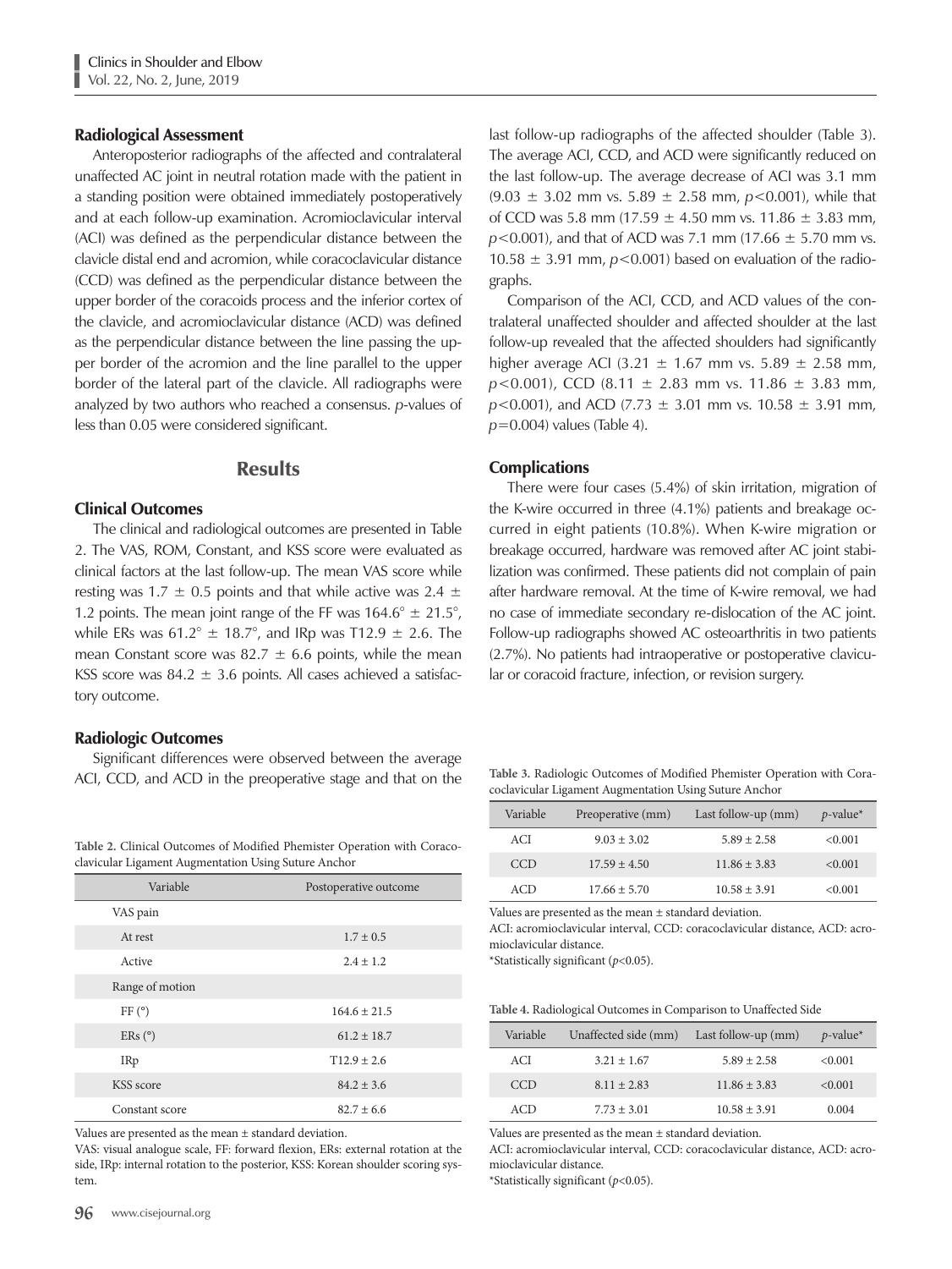### Radiological Assessment

Anteroposterior radiographs of the affected and contralateral unaffected AC joint in neutral rotation made with the patient in a standing position were obtained immediately postoperatively and at each follow-up examination. Acromioclavicular interval (ACI) was defined as the perpendicular distance between the clavicle distal end and acromion, while coracoclavicular distance (CCD) was defined as the perpendicular distance between the upper border of the coracoids process and the inferior cortex of the clavicle, and acromioclavicular distance (ACD) was defined as the perpendicular distance between the line passing the upper border of the acromion and the line parallel to the upper border of the lateral part of the clavicle. All radiographs were analyzed by two authors who reached a consensus. *p*-values of less than 0.05 were considered significant.

## Results

### Clinical Outcomes

The clinical and radiological outcomes are presented in Table 2. The VAS, ROM, Constant, and KSS score were evaluated as clinical factors at the last follow-up. The mean VAS score while resting was 1.7 ± 0.5 points and that while active was 2.4 ± 1.2 points. The mean joint range of the FF was 164.6° ± 21.5°, while ERs was 61.2° ± 18.7°, and IRp was T12.9 ± 2.6. The mean Constant score was 82.7 ± 6.6 points, while the mean KSS score was 84.2 ± 3.6 points. All cases achieved a satisfactory outcome.

### Radiologic Outcomes

Significant differences were observed between the average ACI, CCD, and ACD in the preoperative stage and that on the last follow-up radiographs of the affected shoulder (Table 3). The average ACI, CCD, and ACD were significantly reduced on the last follow-up. The average decrease of ACI was 3.1 mm (9.03 ± 3.02 mm vs. 5.89 ± 2.58 mm, $p<0.001$), while that of CCD was 5.8 mm (17.59 ± 4.50 mm vs. 11.86 ± 3.83 mm, $p<0.001$), and that of ACD was 7.1 mm (17.66 ± 5.70 mm vs. 10.58 ± 3.91 mm, $p<0.001$) based on evaluation of the radiographs.

Comparison of the ACI, CCD, and ACD values of the contralateral unaffected shoulder and affected shoulder at the last follow-up revealed that the affected shoulders had significantly higher average ACI (3.21 ± 1.67 mm vs. 5.89 ± 2.58 mm, $p<0.001$), CCD (8.11 ± 2.83 mm vs. 11.86 ± 3.83 mm, $p<0.001$), and ACD (7.73 ± 3.01 mm vs. 10.58 ± 3.91 mm, $p=0.004$) values (Table 4).

### Complications

There were four cases (5.4%) of skin irritation, migration of the K-wire occurred in three (4.1%) patients and breakage occurred in eight patients (10.8%). When K-wire migration or breakage occurred, hardware was removed after AC joint stabilization was confirmed. These patients did not complain of pain after hardware removal. At the time of K-wire removal, we had no case of immediate secondary re-dislocation of the AC joint. Follow-up radiographs showed AC osteoarthritis in two patients (2.7%). No patients had intraoperative or postoperative clavicular or coracoid fracture, infection, or revision surgery.

**Table 2.** Clinical Outcomes of Modified Phemister Operation with Coracoclavicular Ligament Augmentation Using Suture Anchor

| Variable | Postoperative outcome |
|---|---|
| VAS pain | |
| At rest | 1.7 ± 0.5 |
| Active | 2.4 ± 1.2 |
| Range of motion | |
| FF (°) | 164.6 ± 21.5 |
| ERs (°) | 61.2 ± 18.7 |
| IRp | T12.9 ± 2.6 |
| KSS score | 84.2 ± 3.6 |
| Constant score | 82.7 ± 6.6 |

Values are presented as the mean ± standard deviation.

VAS: visual analogue scale, FF: forward flexion, ERs: external rotation at the side, IRp: internal rotation to the posterior, KSS: Korean shoulder scoring system.

**Table 3.** Radiologic Outcomes of Modified Phemister Operation with Coracoclavicular Ligament Augmentation Using Suture Anchor

| Variable | Preoperative (mm) | Last follow-up (mm) | *p*-value* |
|---|---|---|---|
| ACI | 9.03 ± 3.02 | 5.89 ± 2.58 | <0.001 |
| CCD | 17.59 ± 4.50 | 11.86 ± 3.83 | <0.001 |
| ACD | 17.66 ± 5.70 | 10.58 ± 3.91 | <0.001 |

Values are presented as the mean ± standard deviation.

ACI: acromioclavicular interval, CCD: coracoclavicular distance, ACD: acromioclavicular distance.

*Statistically significant ($p<0.05$).

**Table 4.** Radiological Outcomes in Comparison to Unaffected Side

| Variable | Unaffected side (mm) | Last follow-up (mm) | *p*-value* |
|---|---|---|---|
| ACI | 3.21 ± 1.67 | 5.89 ± 2.58 | <0.001 |
| CCD | 8.11 ± 2.83 | 11.86 ± 3.83 | <0.001 |
| ACD | 7.73 ± 3.01 | 10.58 ± 3.91 | 0.004 |

Values are presented as the mean ± standard deviation.

ACI: acromioclavicular interval, CCD: coracoclavicular distance, ACD: acromioclavicular distance.

*Statistically significant ($p<0.05$).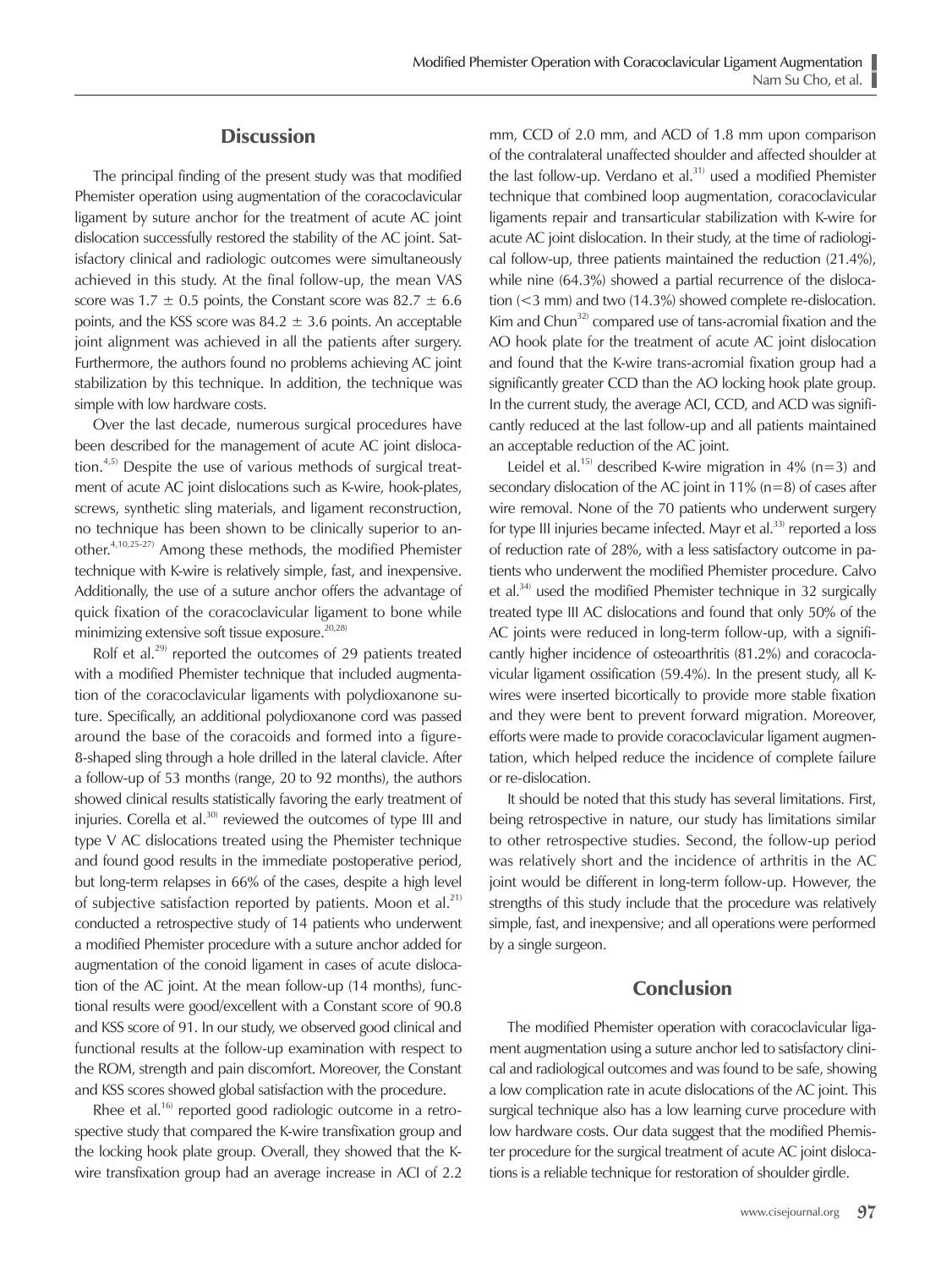## Discussion

The principal finding of the present study was that modified Phemister operation using augmentation of the coracoclavicular ligament by suture anchor for the treatment of acute AC joint dislocation successfully restored the stability of the AC joint. Satisfactory clinical and radiologic outcomes were simultaneously achieved in this study. At the final follow-up, the mean VAS score was 1.7 ± 0.5 points, the Constant score was 82.7 ± 6.6 points, and the KSS score was 84.2 ± 3.6 points. An acceptable joint alignment was achieved in all the patients after surgery. Furthermore, the authors found no problems achieving AC joint stabilization by this technique. In addition, the technique was simple with low hardware costs.

Over the last decade, numerous surgical procedures have been described for the management of acute AC joint dislocation.[4,5] Despite the use of various methods of surgical treatment of acute AC joint dislocations such as K-wire, hook-plates, screws, synthetic sling materials, and ligament reconstruction, no technique has been shown to be clinically superior to another.[4,10,25-27] Among these methods, the modified Phemister technique with K-wire is relatively simple, fast, and inexpensive. Additionally, the use of a suture anchor offers the advantage of quick fixation of the coracoclavicular ligament to bone while minimizing extensive soft tissue exposure.[20,28]

Rolf et al.[29] reported the outcomes of 29 patients treated with a modified Phemister technique that included augmentation of the coracoclavicular ligaments with polydioxanone suture. Specifically, an additional polydioxanone cord was passed around the base of the coracoids and formed into a figure-8-shaped sling through a hole drilled in the lateral clavicle. After a follow-up of 53 months (range, 20 to 92 months), the authors showed clinical results statistically favoring the early treatment of injuries. Corella et al.[30] reviewed the outcomes of type III and type V AC dislocations treated using the Phemister technique and found good results in the immediate postoperative period, but long-term relapses in 66% of the cases, despite a high level of subjective satisfaction reported by patients. Moon et al.[21] conducted a retrospective study of 14 patients who underwent a modified Phemister procedure with a suture anchor added for augmentation of the conoid ligament in cases of acute dislocation of the AC joint. At the mean follow-up (14 months), functional results were good/excellent with a Constant score of 90.8 and KSS score of 91. In our study, we observed good clinical and functional results at the follow-up examination with respect to the ROM, strength and pain discomfort. Moreover, the Constant and KSS scores showed global satisfaction with the procedure.

Rhee et al.[16] reported good radiologic outcome in a retrospective study that compared the K-wire transfixation group and the locking hook plate group. Overall, they showed that the K-wire transfixation group had an average increase in ACI of 2.2 mm, CCD of 2.0 mm, and ACD of 1.8 mm upon comparison of the contralateral unaffected shoulder and affected shoulder at the last follow-up. Verdano et al.[31] used a modified Phemister technique that combined loop augmentation, coracoclavicular ligaments repair and transarticular stabilization with K-wire for acute AC joint dislocation. In their study, at the time of radiological follow-up, three patients maintained the reduction (21.4%), while nine (64.3%) showed a partial recurrence of the dislocation (<3 mm) and two (14.3%) showed complete re-dislocation. Kim and Chun[32] compared use of tans-acromial fixation and the AO hook plate for the treatment of acute AC joint dislocation and found that the K-wire trans-acromial fixation group had a significantly greater CCD than the AO locking hook plate group. In the current study, the average ACI, CCD, and ACD was significantly reduced at the last follow-up and all patients maintained an acceptable reduction of the AC joint.

Leidel et al.[15] described K-wire migration in 4% (n=3) and secondary dislocation of the AC joint in 11% (n=8) of cases after wire removal. None of the 70 patients who underwent surgery for type III injuries became infected. Mayr et al.[33] reported a loss of reduction rate of 28%, with a less satisfactory outcome in patients who underwent the modified Phemister procedure. Calvo et al.[34] used the modified Phemister technique in 32 surgically treated type III AC dislocations and found that only 50% of the AC joints were reduced in long-term follow-up, with a significantly higher incidence of osteoarthritis (81.2%) and coracoclavicular ligament ossification (59.4%). In the present study, all K-wires were inserted bicortically to provide more stable fixation and they were bent to prevent forward migration. Moreover, efforts were made to provide coracoclavicular ligament augmentation, which helped reduce the incidence of complete failure or re-dislocation.

It should be noted that this study has several limitations. First, being retrospective in nature, our study has limitations similar to other retrospective studies. Second, the follow-up period was relatively short and the incidence of arthritis in the AC joint would be different in long-term follow-up. However, the strengths of this study include that the procedure was relatively simple, fast, and inexpensive; and all operations were performed by a single surgeon.

## Conclusion

The modified Phemister operation with coracoclavicular ligament augmentation using a suture anchor led to satisfactory clinical and radiological outcomes and was found to be safe, showing a low complication rate in acute dislocations of the AC joint. This surgical technique also has a low learning curve procedure with low hardware costs. Our data suggest that the modified Phemister procedure for the surgical treatment of acute AC joint dislocations is a reliable technique for restoration of shoulder girdle.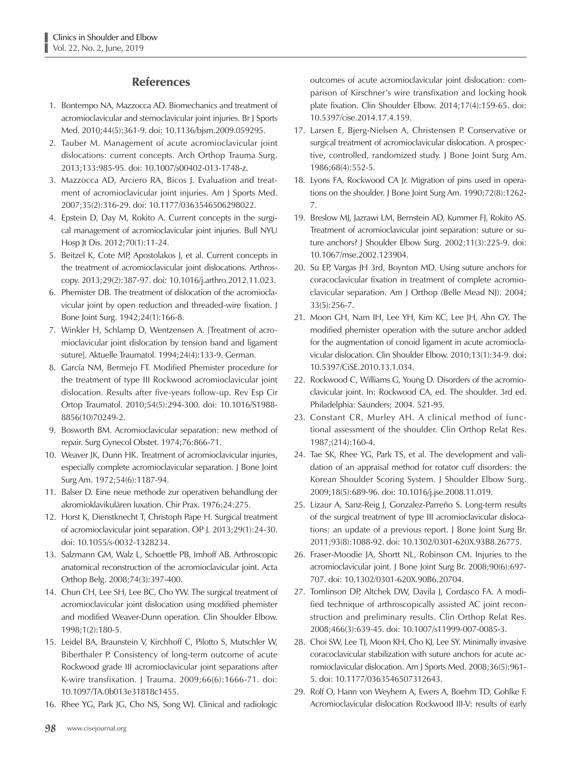## References

1. Bontempo NA, Mazzocca AD. Biomechanics and treatment of acromioclavicular and sternoclavicular joint injuries. Br J Sports Med. 2010;44(5):361-9. doi: 10.1136/bjsm.2009.059295.
2. Tauber M. Management of acute acromioclavicular joint dislocations: current concepts. Arch Orthop Trauma Surg. 2013;133:985-95. doi: 10.1007/s00402-013-1748-z.
3. Mazzocca AD, Arciero RA, Bicos J. Evaluation and treatment of acromioclavicular joint injuries. Am J Sports Med. 2007;35(2):316-29. doi: 10.1177/0363546506298022.
4. Epstein D, Day M, Rokito A. Current concepts in the surgical management of acromioclavicular joint injuries. Bull NYU Hosp Jt Dis. 2012;70(1):11-24.
5. Beitzel K, Cote MP, Apostolakos J, et al. Current concepts in the treatment of acromioclavicular joint dislocations. Arthroscopy. 2013;29(2):387-97. doi: 10.1016/j.arthro.2012.11.023.
6. Phemister DB. The treatment of dislocation of the acromioclavicular joint by open reduction and threaded-wire fixation. J Bone Joint Surg. 1942;24(1):166-8.
7. Winkler H, Schlamp D, Wentzensen A. [Treatment of acromioclavicular joint dislocation by tension band and ligament suture]. Aktuelle Traumatol. 1994;24(4):133-9. German.
8. García NM, Bermejo FT. Modified Phemister procedure for the treatment of type III Rockwood acromioclavicular joint dislocation. Results after five-years follow-up. Rev Esp Cir Ortop Traumatol. 2010;54(5):294-300. doi: 10.1016/S1988-8856(10)70249-2.
9. Bosworth BM. Acromioclavicular separation: new method of repair. Surg Gynecol Obstet. 1974;76:866-71.
10. Weaver JK, Dunn HK. Treatment of acromioclavicular injuries, especially complete acromioclavicular separation. J Bone Joint Surg Am. 1972;54(6):1187-94.
11. Balser D. Eine neue methode zur operativen behandlung der akromioklavikulären luxation. Chir Prax. 1976;24:275.
12. Horst K, Dienstknecht T, Christoph Pape H. Surgical treatment of acromioclavicular joint separation. OP J. 2013;29(1):24-30. doi: 10.1055/s-0032-1328234.
13. Salzmann GM, Walz L, Schoettle PB, Imhoff AB. Arthroscopic anatomical reconstruction of the acromioclavicular joint. Acta Orthop Belg. 2008;74(3):397-400.
14. Chun CH, Lee SH, Lee BC, Cho YW. The surgical treatment of acromioclavicular joint dislocation using modified phemister and modified Weaver-Dunn operation. Clin Shoulder Elbow. 1998;1(2):180-5.
15. Leidel BA, Braunstein V, Kirchhoff C, Pilotto S, Mutschler W, Biberthaler P. Consistency of long-term outcome of acute Rockwood grade III acromioclavicular joint separations after K-wire transfixation. J Trauma. 2009;66(6):1666-71. doi: 10.1097/TA.0b013e31818c1455.
16. Rhee YG, Park JG, Cho NS, Song WJ. Clinical and radiologic outcomes of acute acromioclavicular joint dislocation: comparison of Kirschner's wire transfixation and locking hook plate fixation. Clin Shoulder Elbow. 2014;17(4):159-65. doi: 10.5397/cise.2014.17.4.159.
17. Larsen E, Bjerg-Nielsen A, Christensen P. Conservative or surgical treatment of acromioclavicular dislocation. A prospective, controlled, randomized study. J Bone Joint Surg Am. 1986;68(4):552-5.
18. Lyons FA, Rockwood CA Jr. Migration of pins used in operations on the shoulder. J Bone Joint Surg Am. 1990;72(8):1262-7.
19. Breslow MJ, Jazrawi LM, Bernstein AD, Kummer FJ, Rokito AS. Treatment of acromioclavicular joint separation: suture or suture anchors? J Shoulder Elbow Surg. 2002;11(3):225-9. doi: 10.1067/mse.2002.123904.
20. Su EP, Vargas JH 3rd, Boynton MD. Using suture anchors for coracoclavicular fixation in treatment of complete acromioclavicular separation. Am J Orthop (Belle Mead NJ). 2004; 33(5):256-7.
21. Moon GH, Nam IH, Lee YH, Kim KC, Lee JH, Ahn GY. The modified phemister operation with the suture anchor added for the augmentation of conoid ligament in acute acromioclavicular dislocation. Clin Shoulder Elbow. 2010;13(1):34-9. doi: 10.5397/CiSE.2010.13.1.034.
22. Rockwood C, Williams G, Young D. Disorders of the acromioclavicular joint. In: Rockwood CA, ed. The shoulder. 3rd ed. Philadelphia: Saunders; 2004. 521-95.
23. Constant CR, Murley AH. A clinical method of functional assessment of the shoulder. Clin Orthop Relat Res. 1987;(214):160-4.
24. Tae SK, Rhee YG, Park TS, et al. The development and validation of an appraisal method for rotator cuff disorders: the Korean Shoulder Scoring System. J Shoulder Elbow Surg. 2009;18(5):689-96. doi: 10.1016/j.jse.2008.11.019.
25. Lizaur A, Sanz-Reig J, Gonzalez-Parreño S. Long-term results of the surgical treatment of type III acromioclavicular dislocations: an update of a previous report. J Bone Joint Surg Br. 2011;93(8):1088-92. doi: 10.1302/0301-620X.93B8.26775.
26. Fraser-Moodie JA, Shortt NL, Robinson CM. Injuries to the acromioclavicular joint. J Bone Joint Surg Br. 2008;90(6):697-707. doi: 10.1302/0301-620X.90B6.20704.
27. Tomlinson DP, Altchek DW, Davila J, Cordasco FA. A modified technique of arthroscopically assisted AC joint reconstruction and preliminary results. Clin Orthop Relat Res. 2008;466(3):639-45. doi: 10.1007/s11999-007-0085-3.
28. Choi SW, Lee TJ, Moon KH, Cho KJ, Lee SY. Minimally invasive coracoclavicular stabilization with suture anchors for acute acromioclavicular dislocation. Am J Sports Med. 2008;36(5):961-5. doi: 10.1177/0363546507312643.
29. Rolf O, Hann von Weyhern A, Ewers A, Boehm TD, Gohlke F. Acromioclavicular dislocation Rockwood III-V: results of early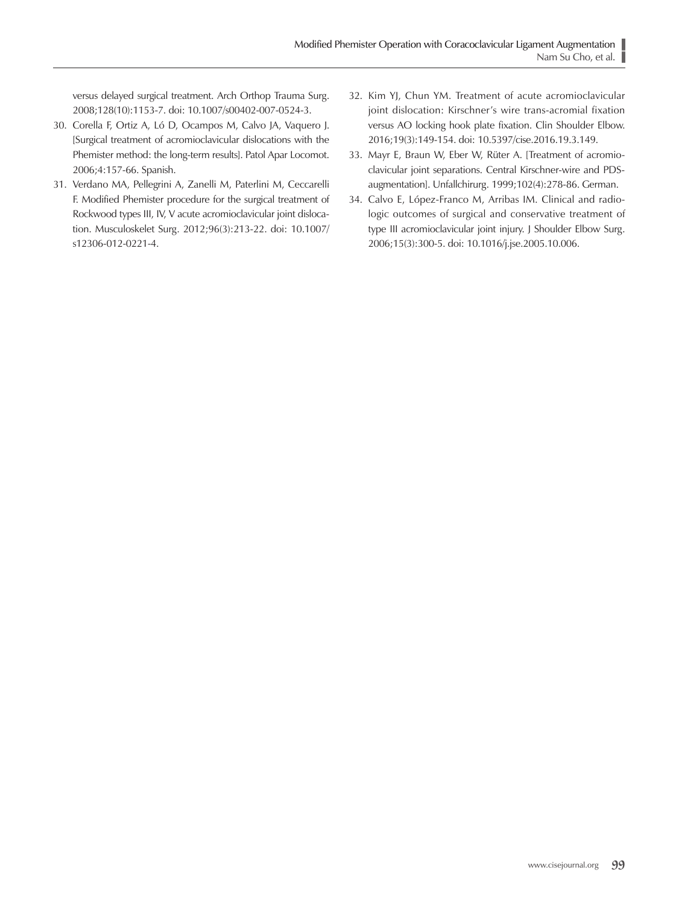versus delayed surgical treatment. Arch Orthop Trauma Surg. 2008;128(10):1153-7. doi: 10.1007/s00402-007-0524-3.

30. Corella F, Ortiz A, Ló D, Ocampos M, Calvo JA, Vaquero J. [Surgical treatment of acromioclavicular dislocations with the Phemister method: the long-term results]. Patol Apar Locomot. 2006;4:157-66. Spanish.
31. Verdano MA, Pellegrini A, Zanelli M, Paterlini M, Ceccarelli F. Modified Phemister procedure for the surgical treatment of Rockwood types III, IV, V acute acromioclavicular joint dislocation. Musculoskelet Surg. 2012;96(3):213-22. doi: 10.1007/s12306-012-0221-4.
32. Kim YJ, Chun YM. Treatment of acute acromioclavicular joint dislocation: Kirschner's wire trans-acromial fixation versus AO locking hook plate fixation. Clin Shoulder Elbow. 2016;19(3):149-154. doi: 10.5397/cise.2016.19.3.149.
33. Mayr E, Braun W, Eber W, Rüter A. [Treatment of acromioclavicular joint separations. Central Kirschner-wire and PDS-augmentation]. Unfallchirurg. 1999;102(4):278-86. German.
34. Calvo E, López-Franco M, Arribas IM. Clinical and radiologic outcomes of surgical and conservative treatment of type III acromioclavicular joint injury. J Shoulder Elbow Surg. 2006;15(3):300-5. doi: 10.1016/j.jse.2005.10.006.